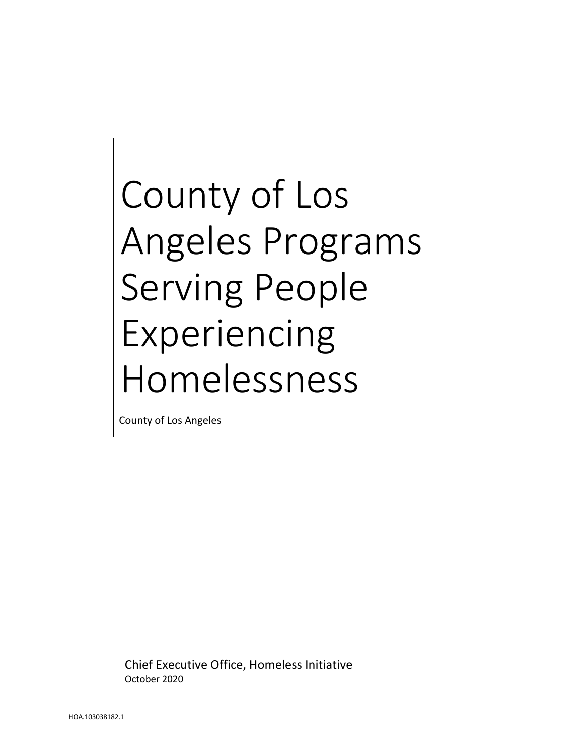# County of Los Angeles Programs Serving People Experiencing Homelessness

County of Los Angeles

Chief Executive Office, Homeless Initiative

October 2020

HOA.103038182.1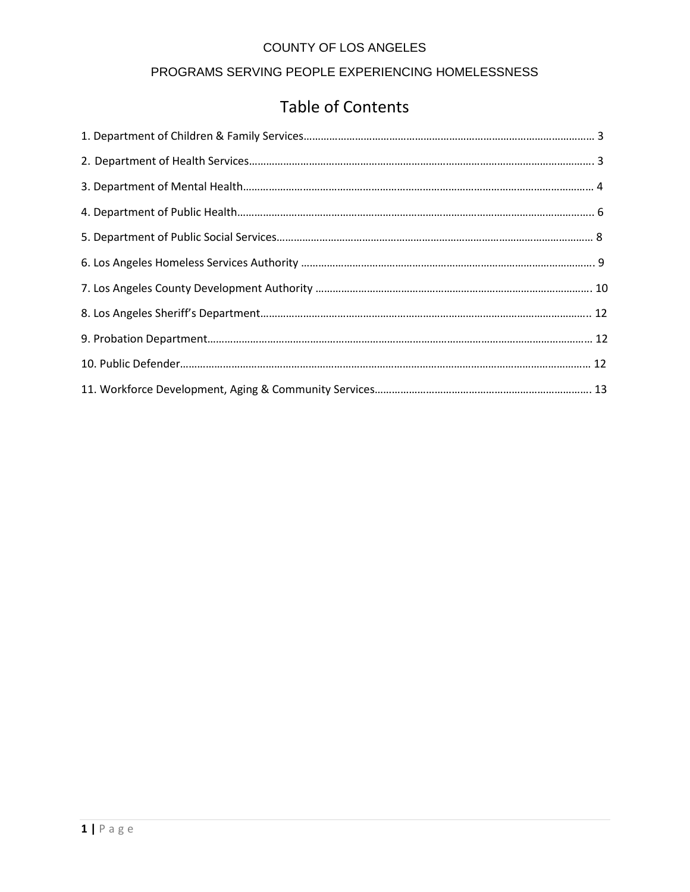COUNTY OF LOS ANGELES

PROGRAMS SERVING PEOPLE EXPERIENCING HOMELESSNESS

# Table of Contents

1. Department of Children & Family Services…………………………………………………………………………………… 3
2. Department of Health Services……………………………………………………………………………………………………. 3
3. Department of Mental Health……………………………………………………………………………………………………… 4
4. Department of Public Health……………………………………………………………………………………………………….. 6
5. Department of Public Social Services………………………………………………………………………………………… 8
6. Los Angeles Homeless Services Authority …………………………………………………………………………………. 9
7. Los Angeles County Development Authority ……………………………………………………………………………. 10
8. Los Angeles Sheriff's Department……………………………………………………………………………………………….. 12
9. Probation Department…………………………………………………………………………………………………………………… 12
10. Public Defender………………………………………………………………………………………………………………………… 12
11. Workforce Development, Aging & Community Services………………………………………………………………. 13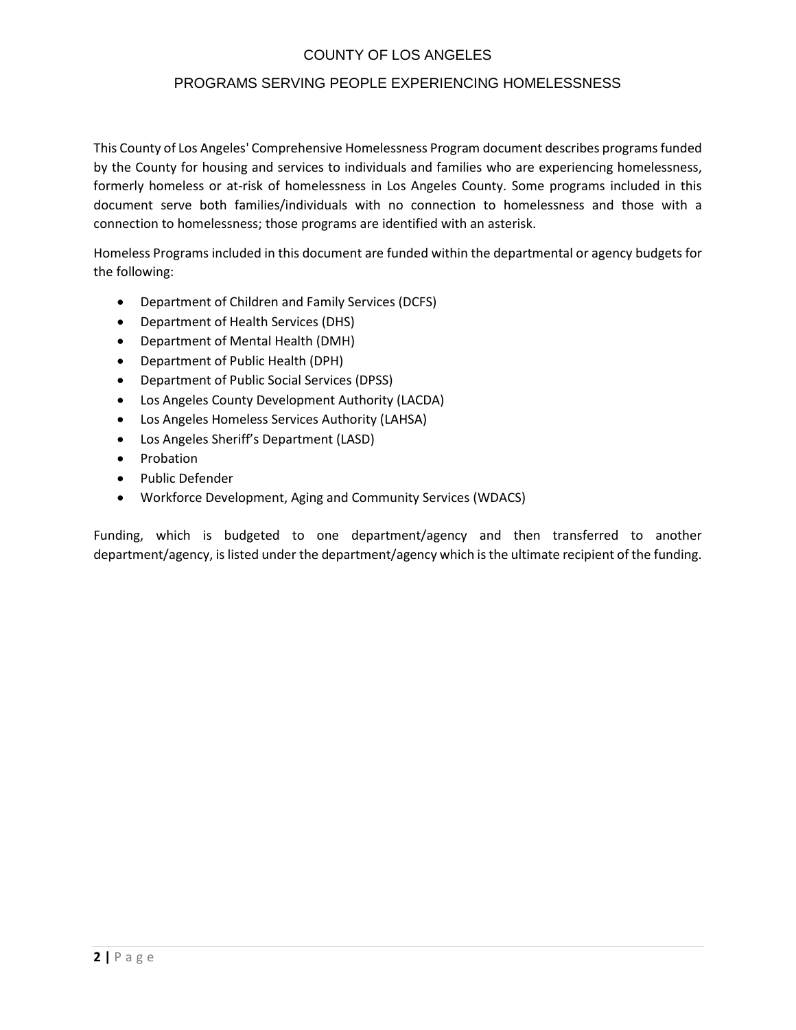# COUNTY OF LOS ANGELES

## PROGRAMS SERVING PEOPLE EXPERIENCING HOMELESSNESS

This County of Los Angeles' Comprehensive Homelessness Program document describes programs funded by the County for housing and services to individuals and families who are experiencing homelessness, formerly homeless or at-risk of homelessness in Los Angeles County. Some programs included in this document serve both families/individuals with no connection to homelessness and those with a connection to homelessness; those programs are identified with an asterisk.

Homeless Programs included in this document are funded within the departmental or agency budgets for the following:

- Department of Children and Family Services (DCFS)
- Department of Health Services (DHS)
- Department of Mental Health (DMH)
- Department of Public Health (DPH)
- Department of Public Social Services (DPSS)
- Los Angeles County Development Authority (LACDA)
- Los Angeles Homeless Services Authority (LAHSA)
- Los Angeles Sheriff's Department (LASD)
- Probation
- Public Defender
- Workforce Development, Aging and Community Services (WDACS)

Funding, which is budgeted to one department/agency and then transferred to another department/agency, is listed under the department/agency which is the ultimate recipient of the funding.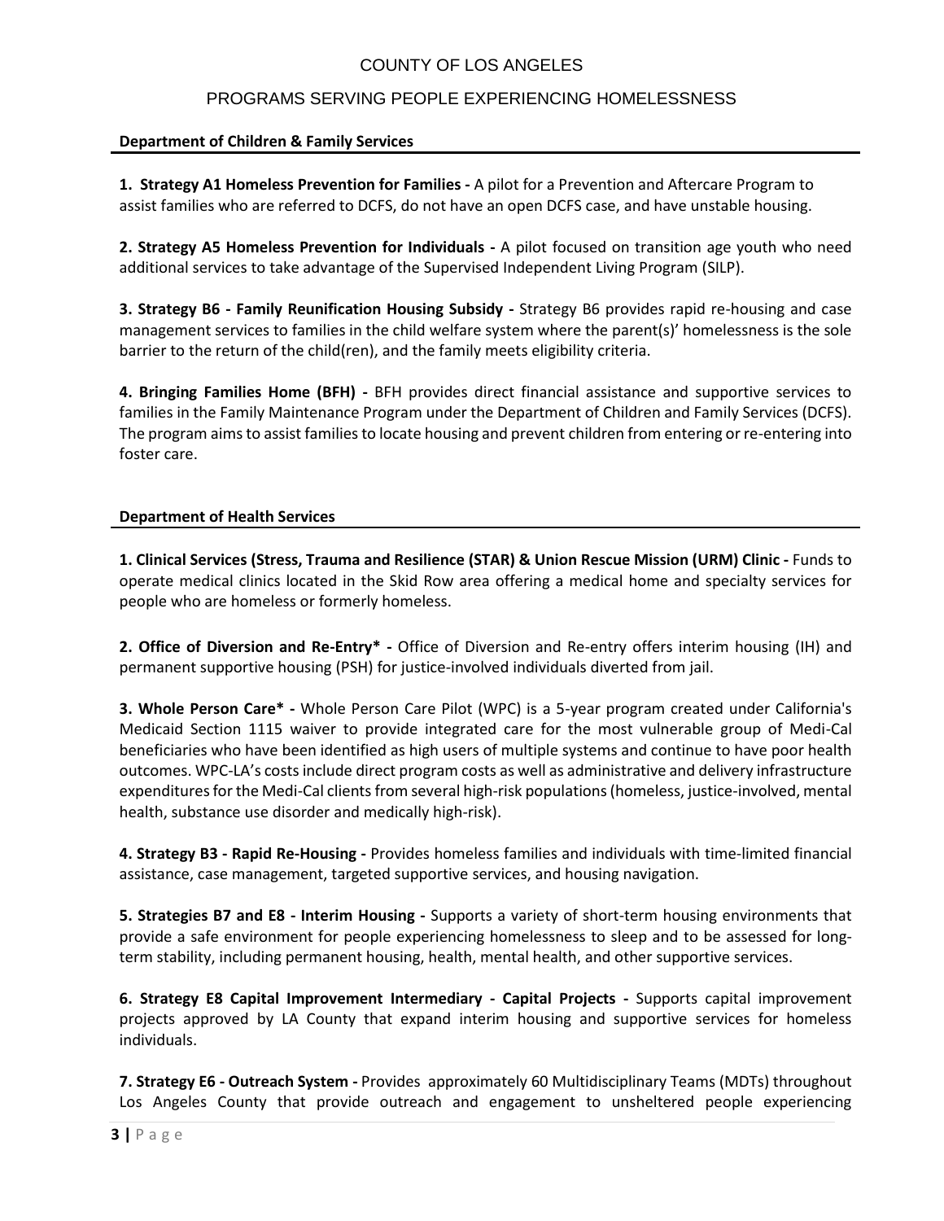COUNTY OF LOS ANGELES

PROGRAMS SERVING PEOPLE EXPERIENCING HOMELESSNESS

**Department of Children & Family Services**

**1. Strategy A1 Homeless Prevention for Families -** A pilot for a Prevention and Aftercare Program to assist families who are referred to DCFS, do not have an open DCFS case, and have unstable housing.

**2. Strategy A5 Homeless Prevention for Individuals -** A pilot focused on transition age youth who need additional services to take advantage of the Supervised Independent Living Program (SILP).

**3. Strategy B6 - Family Reunification Housing Subsidy -** Strategy B6 provides rapid re-housing and case management services to families in the child welfare system where the parent(s)' homelessness is the sole barrier to the return of the child(ren), and the family meets eligibility criteria.

**4. Bringing Families Home (BFH) -** BFH provides direct financial assistance and supportive services to families in the Family Maintenance Program under the Department of Children and Family Services (DCFS). The program aims to assist families to locate housing and prevent children from entering or re-entering into foster care.

**Department of Health Services**

**1. Clinical Services (Stress, Trauma and Resilience (STAR) & Union Rescue Mission (URM) Clinic -** Funds to operate medical clinics located in the Skid Row area offering a medical home and specialty services for people who are homeless or formerly homeless.

**2. Office of Diversion and Re-Entry* -** Office of Diversion and Re-entry offers interim housing (IH) and permanent supportive housing (PSH) for justice-involved individuals diverted from jail.

**3. Whole Person Care* -** Whole Person Care Pilot (WPC) is a 5-year program created under California's Medicaid Section 1115 waiver to provide integrated care for the most vulnerable group of Medi-Cal beneficiaries who have been identified as high users of multiple systems and continue to have poor health outcomes. WPC-LA's costs include direct program costs as well as administrative and delivery infrastructure expenditures for the Medi-Cal clients from several high-risk populations (homeless, justice-involved, mental health, substance use disorder and medically high-risk).

**4. Strategy B3 - Rapid Re-Housing -** Provides homeless families and individuals with time-limited financial assistance, case management, targeted supportive services, and housing navigation.

**5. Strategies B7 and E8 - Interim Housing -** Supports a variety of short-term housing environments that provide a safe environment for people experiencing homelessness to sleep and to be assessed for long-term stability, including permanent housing, health, mental health, and other supportive services.

**6. Strategy E8 Capital Improvement Intermediary - Capital Projects -** Supports capital improvement projects approved by LA County that expand interim housing and supportive services for homeless individuals.

**7. Strategy E6 - Outreach System -** Provides approximately 60 Multidisciplinary Teams (MDTs) throughout Los Angeles County that provide outreach and engagement to unsheltered people experiencing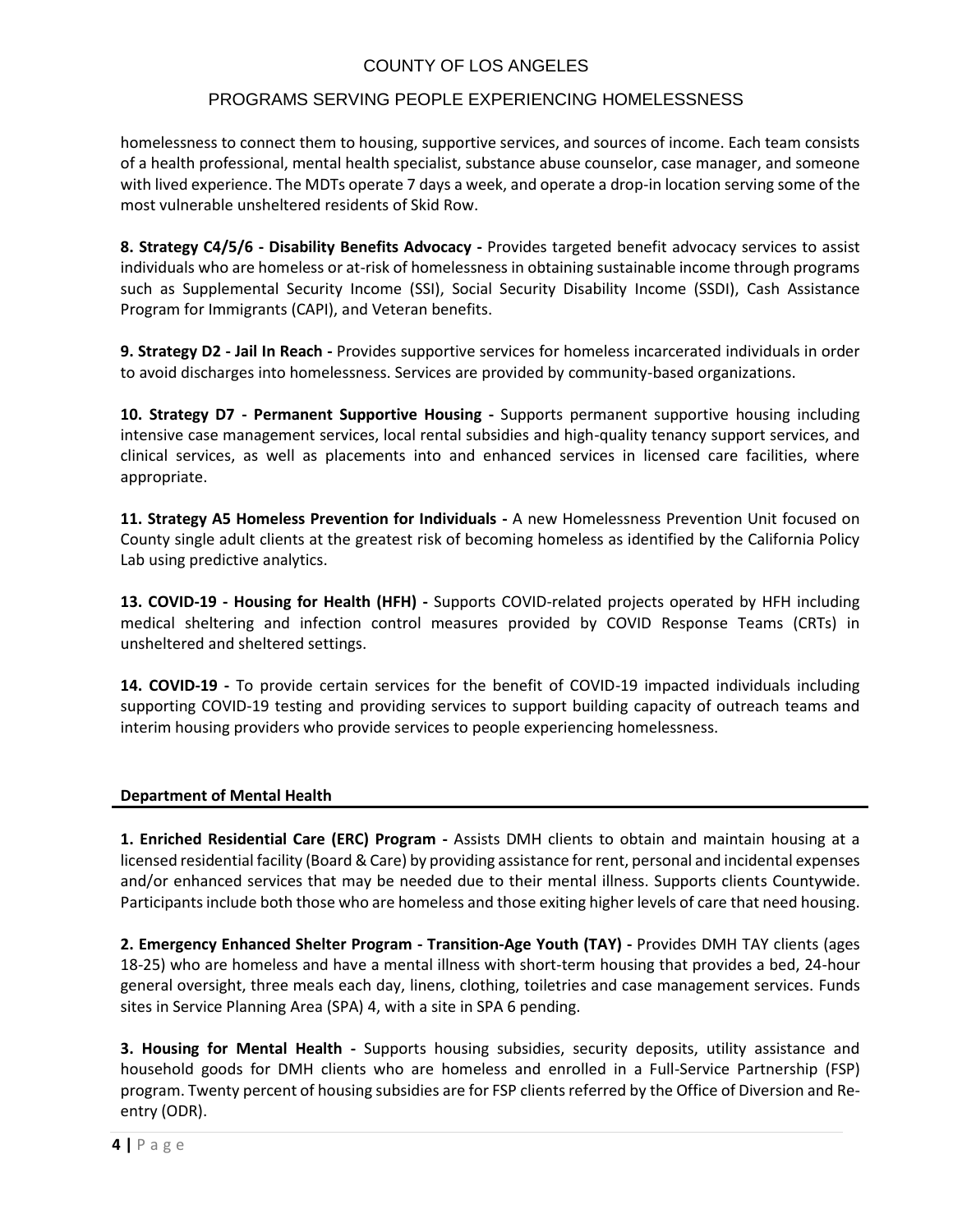homelessness to connect them to housing, supportive services, and sources of income. Each team consists of a health professional, mental health specialist, substance abuse counselor, case manager, and someone with lived experience. The MDTs operate 7 days a week, and operate a drop-in location serving some of the most vulnerable unsheltered residents of Skid Row.

**8. Strategy C4/5/6 - Disability Benefits Advocacy -** Provides targeted benefit advocacy services to assist individuals who are homeless or at-risk of homelessness in obtaining sustainable income through programs such as Supplemental Security Income (SSI), Social Security Disability Income (SSDI), Cash Assistance Program for Immigrants (CAPI), and Veteran benefits.

**9. Strategy D2 - Jail In Reach -** Provides supportive services for homeless incarcerated individuals in order to avoid discharges into homelessness. Services are provided by community-based organizations.

**10. Strategy D7 - Permanent Supportive Housing -** Supports permanent supportive housing including intensive case management services, local rental subsidies and high-quality tenancy support services, and clinical services, as well as placements into and enhanced services in licensed care facilities, where appropriate.

**11. Strategy A5 Homeless Prevention for Individuals -** A new Homelessness Prevention Unit focused on County single adult clients at the greatest risk of becoming homeless as identified by the California Policy Lab using predictive analytics.

**13. COVID-19 - Housing for Health (HFH) -** Supports COVID-related projects operated by HFH including medical sheltering and infection control measures provided by COVID Response Teams (CRTs) in unsheltered and sheltered settings.

**14. COVID-19 -** To provide certain services for the benefit of COVID-19 impacted individuals including supporting COVID-19 testing and providing services to support building capacity of outreach teams and interim housing providers who provide services to people experiencing homelessness.

## Department of Mental Health

**1. Enriched Residential Care (ERC) Program -** Assists DMH clients to obtain and maintain housing at a licensed residential facility (Board & Care) by providing assistance for rent, personal and incidental expenses and/or enhanced services that may be needed due to their mental illness. Supports clients Countywide. Participants include both those who are homeless and those exiting higher levels of care that need housing.

**2. Emergency Enhanced Shelter Program - Transition-Age Youth (TAY) -** Provides DMH TAY clients (ages 18-25) who are homeless and have a mental illness with short-term housing that provides a bed, 24-hour general oversight, three meals each day, linens, clothing, toiletries and case management services. Funds sites in Service Planning Area (SPA) 4, with a site in SPA 6 pending.

**3. Housing for Mental Health -** Supports housing subsidies, security deposits, utility assistance and household goods for DMH clients who are homeless and enrolled in a Full-Service Partnership (FSP) program. Twenty percent of housing subsidies are for FSP clients referred by the Office of Diversion and Re-entry (ODR).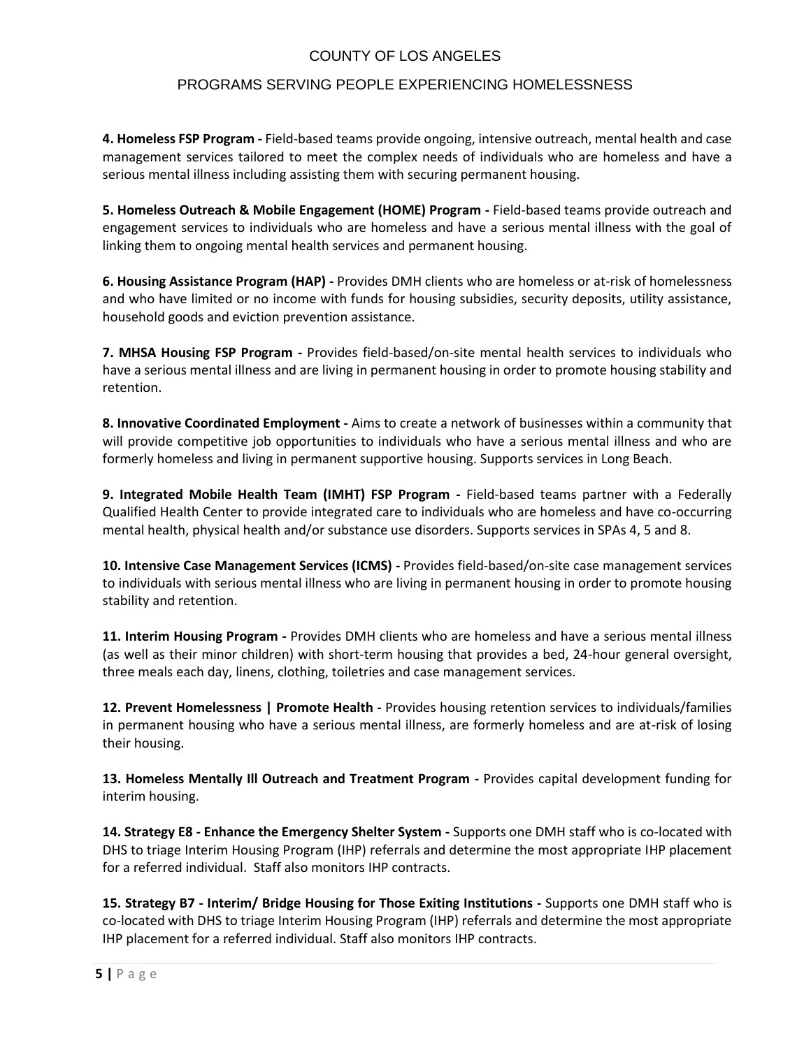**4. Homeless FSP Program -** Field-based teams provide ongoing, intensive outreach, mental health and case management services tailored to meet the complex needs of individuals who are homeless and have a serious mental illness including assisting them with securing permanent housing.

**5. Homeless Outreach & Mobile Engagement (HOME) Program -** Field-based teams provide outreach and engagement services to individuals who are homeless and have a serious mental illness with the goal of linking them to ongoing mental health services and permanent housing.

**6. Housing Assistance Program (HAP) -** Provides DMH clients who are homeless or at-risk of homelessness and who have limited or no income with funds for housing subsidies, security deposits, utility assistance, household goods and eviction prevention assistance.

**7. MHSA Housing FSP Program -** Provides field-based/on-site mental health services to individuals who have a serious mental illness and are living in permanent housing in order to promote housing stability and retention.

**8. Innovative Coordinated Employment -** Aims to create a network of businesses within a community that will provide competitive job opportunities to individuals who have a serious mental illness and who are formerly homeless and living in permanent supportive housing. Supports services in Long Beach.

**9. Integrated Mobile Health Team (IMHT) FSP Program -** Field-based teams partner with a Federally Qualified Health Center to provide integrated care to individuals who are homeless and have co-occurring mental health, physical health and/or substance use disorders. Supports services in SPAs 4, 5 and 8.

**10. Intensive Case Management Services (ICMS) -** Provides field-based/on-site case management services to individuals with serious mental illness who are living in permanent housing in order to promote housing stability and retention.

**11. Interim Housing Program -** Provides DMH clients who are homeless and have a serious mental illness (as well as their minor children) with short-term housing that provides a bed, 24-hour general oversight, three meals each day, linens, clothing, toiletries and case management services.

**12. Prevent Homelessness | Promote Health -** Provides housing retention services to individuals/families in permanent housing who have a serious mental illness, are formerly homeless and are at-risk of losing their housing.

**13. Homeless Mentally Ill Outreach and Treatment Program -** Provides capital development funding for interim housing.

**14. Strategy E8 - Enhance the Emergency Shelter System -** Supports one DMH staff who is co-located with DHS to triage Interim Housing Program (IHP) referrals and determine the most appropriate IHP placement for a referred individual. Staff also monitors IHP contracts.

**15. Strategy B7 - Interim/ Bridge Housing for Those Exiting Institutions -** Supports one DMH staff who is co-located with DHS to triage Interim Housing Program (IHP) referrals and determine the most appropriate IHP placement for a referred individual. Staff also monitors IHP contracts.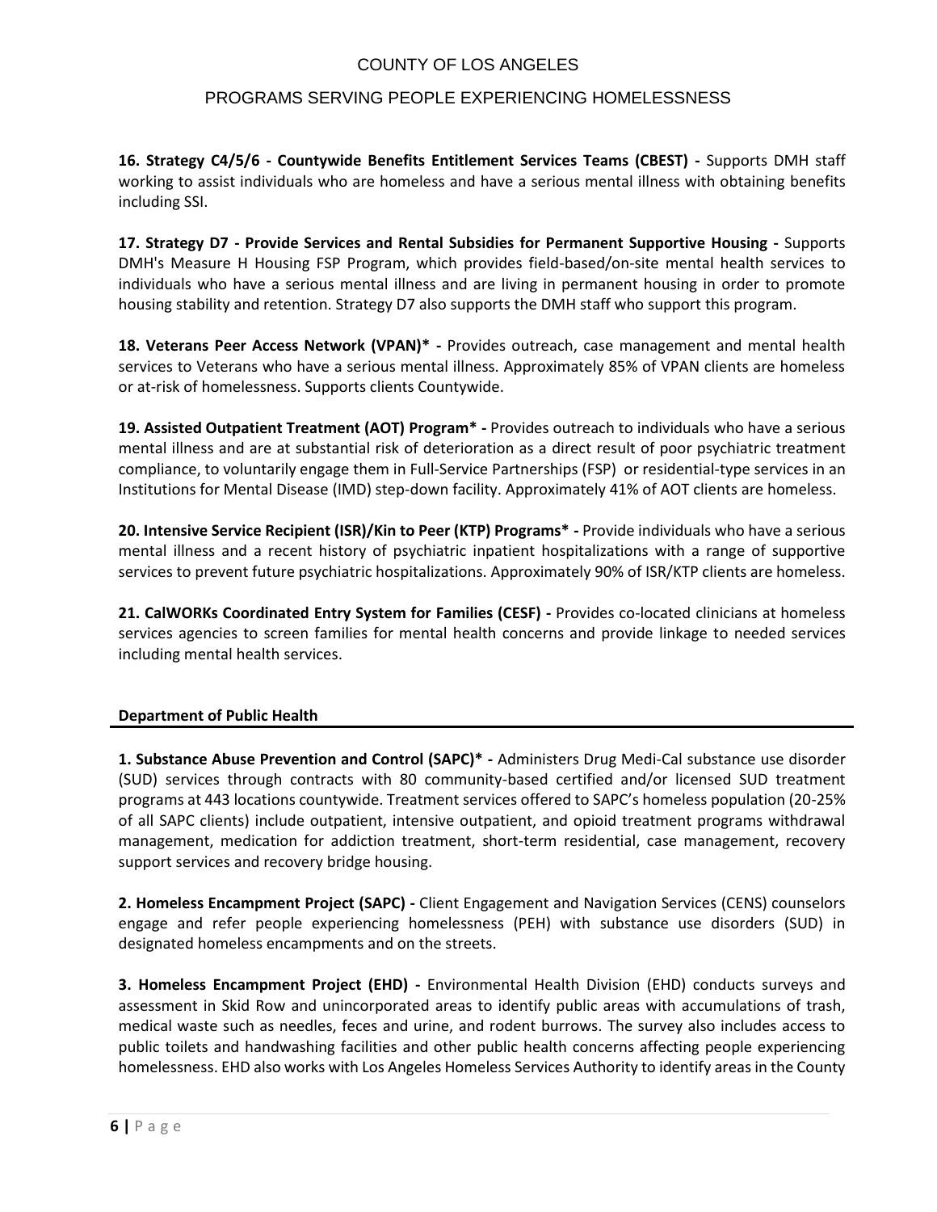**16. Strategy C4/5/6 - Countywide Benefits Entitlement Services Teams (CBEST) -** Supports DMH staff working to assist individuals who are homeless and have a serious mental illness with obtaining benefits including SSI.

**17. Strategy D7 - Provide Services and Rental Subsidies for Permanent Supportive Housing -** Supports DMH's Measure H Housing FSP Program, which provides field-based/on-site mental health services to individuals who have a serious mental illness and are living in permanent housing in order to promote housing stability and retention. Strategy D7 also supports the DMH staff who support this program.

**18. Veterans Peer Access Network (VPAN)* -** Provides outreach, case management and mental health services to Veterans who have a serious mental illness. Approximately 85% of VPAN clients are homeless or at-risk of homelessness. Supports clients Countywide.

**19. Assisted Outpatient Treatment (AOT) Program* -** Provides outreach to individuals who have a serious mental illness and are at substantial risk of deterioration as a direct result of poor psychiatric treatment compliance, to voluntarily engage them in Full-Service Partnerships (FSP) or residential-type services in an Institutions for Mental Disease (IMD) step-down facility. Approximately 41% of AOT clients are homeless.

**20. Intensive Service Recipient (ISR)/Kin to Peer (KTP) Programs* -** Provide individuals who have a serious mental illness and a recent history of psychiatric inpatient hospitalizations with a range of supportive services to prevent future psychiatric hospitalizations. Approximately 90% of ISR/KTP clients are homeless.

**21. CalWORKs Coordinated Entry System for Families (CESF) -** Provides co-located clinicians at homeless services agencies to screen families for mental health concerns and provide linkage to needed services including mental health services.

## Department of Public Health

**1. Substance Abuse Prevention and Control (SAPC)* -** Administers Drug Medi-Cal substance use disorder (SUD) services through contracts with 80 community-based certified and/or licensed SUD treatment programs at 443 locations countywide. Treatment services offered to SAPC's homeless population (20-25% of all SAPC clients) include outpatient, intensive outpatient, and opioid treatment programs withdrawal management, medication for addiction treatment, short-term residential, case management, recovery support services and recovery bridge housing.

**2. Homeless Encampment Project (SAPC) -** Client Engagement and Navigation Services (CENS) counselors engage and refer people experiencing homelessness (PEH) with substance use disorders (SUD) in designated homeless encampments and on the streets.

**3. Homeless Encampment Project (EHD) -** Environmental Health Division (EHD) conducts surveys and assessment in Skid Row and unincorporated areas to identify public areas with accumulations of trash, medical waste such as needles, feces and urine, and rodent burrows. The survey also includes access to public toilets and handwashing facilities and other public health concerns affecting people experiencing homelessness. EHD also works with Los Angeles Homeless Services Authority to identify areas in the County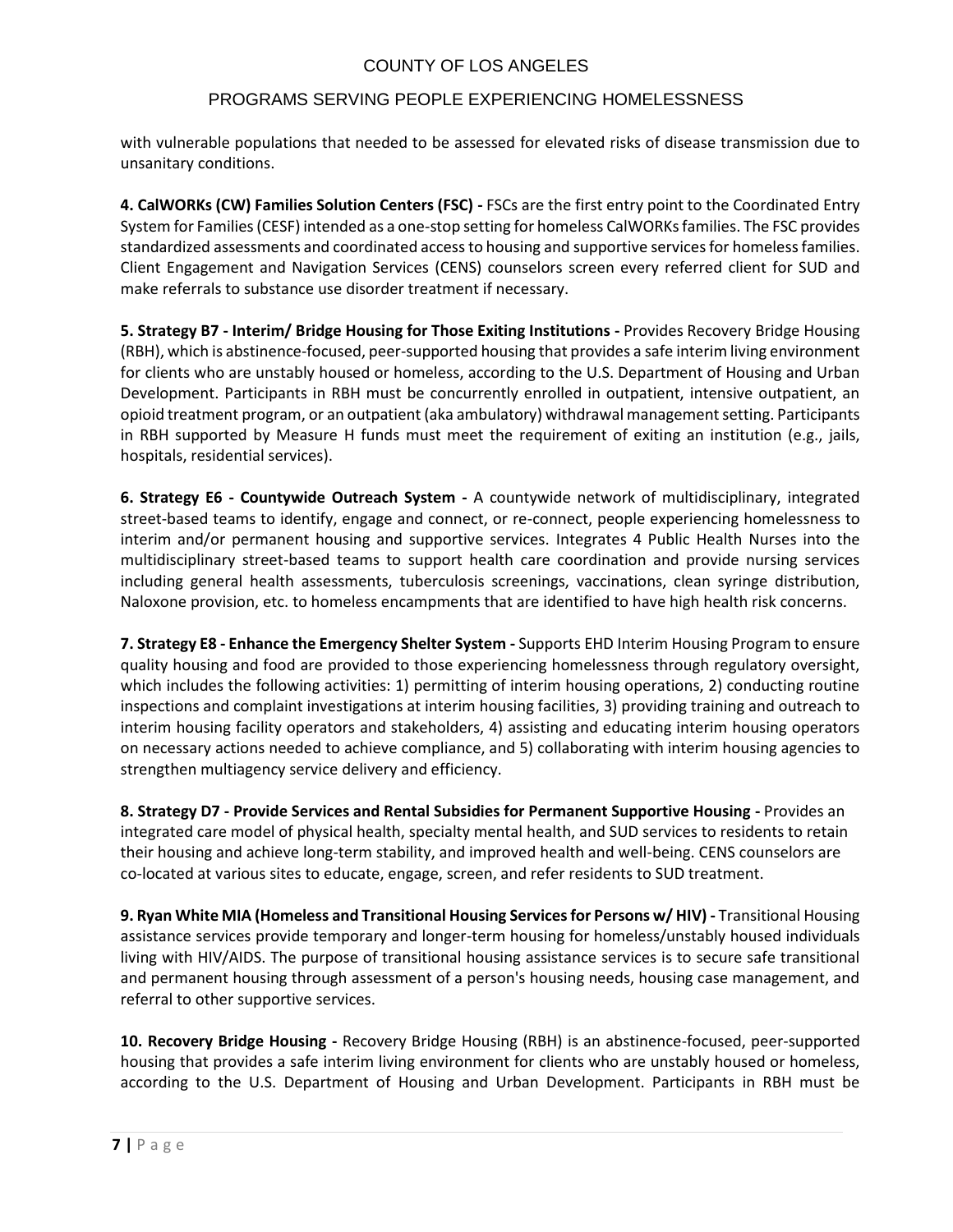with vulnerable populations that needed to be assessed for elevated risks of disease transmission due to unsanitary conditions.

**4. CalWORKs (CW) Families Solution Centers (FSC) -** FSCs are the first entry point to the Coordinated Entry System for Families (CESF) intended as a one-stop setting for homeless CalWORKs families. The FSC provides standardized assessments and coordinated access to housing and supportive services for homeless families. Client Engagement and Navigation Services (CENS) counselors screen every referred client for SUD and make referrals to substance use disorder treatment if necessary.

**5. Strategy B7 - Interim/ Bridge Housing for Those Exiting Institutions -** Provides Recovery Bridge Housing (RBH), which is abstinence-focused, peer-supported housing that provides a safe interim living environment for clients who are unstably housed or homeless, according to the U.S. Department of Housing and Urban Development. Participants in RBH must be concurrently enrolled in outpatient, intensive outpatient, an opioid treatment program, or an outpatient (aka ambulatory) withdrawal management setting. Participants in RBH supported by Measure H funds must meet the requirement of exiting an institution (e.g., jails, hospitals, residential services).

**6. Strategy E6 - Countywide Outreach System -** A countywide network of multidisciplinary, integrated street-based teams to identify, engage and connect, or re-connect, people experiencing homelessness to interim and/or permanent housing and supportive services. Integrates 4 Public Health Nurses into the multidisciplinary street-based teams to support health care coordination and provide nursing services including general health assessments, tuberculosis screenings, vaccinations, clean syringe distribution, Naloxone provision, etc. to homeless encampments that are identified to have high health risk concerns.

**7. Strategy E8 - Enhance the Emergency Shelter System -** Supports EHD Interim Housing Program to ensure quality housing and food are provided to those experiencing homelessness through regulatory oversight, which includes the following activities: 1) permitting of interim housing operations, 2) conducting routine inspections and complaint investigations at interim housing facilities, 3) providing training and outreach to interim housing facility operators and stakeholders, 4) assisting and educating interim housing operators on necessary actions needed to achieve compliance, and 5) collaborating with interim housing agencies to strengthen multiagency service delivery and efficiency.

**8. Strategy D7 - Provide Services and Rental Subsidies for Permanent Supportive Housing -** Provides an integrated care model of physical health, specialty mental health, and SUD services to residents to retain their housing and achieve long-term stability, and improved health and well-being. CENS counselors are co-located at various sites to educate, engage, screen, and refer residents to SUD treatment.

**9. Ryan White MIA (Homeless and Transitional Housing Services for Persons w/ HIV) -** Transitional Housing assistance services provide temporary and longer-term housing for homeless/unstably housed individuals living with HIV/AIDS. The purpose of transitional housing assistance services is to secure safe transitional and permanent housing through assessment of a person's housing needs, housing case management, and referral to other supportive services.

**10. Recovery Bridge Housing -** Recovery Bridge Housing (RBH) is an abstinence-focused, peer-supported housing that provides a safe interim living environment for clients who are unstably housed or homeless, according to the U.S. Department of Housing and Urban Development. Participants in RBH must be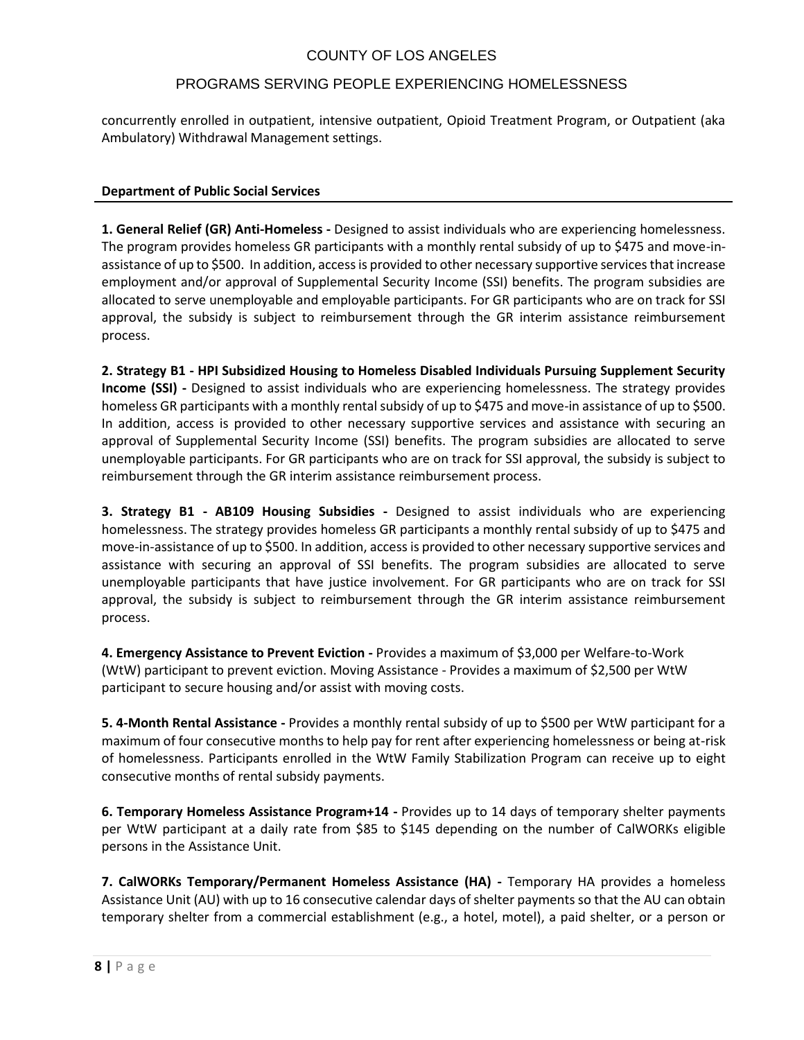concurrently enrolled in outpatient, intensive outpatient, Opioid Treatment Program, or Outpatient (aka Ambulatory) Withdrawal Management settings.

### Department of Public Social Services

**1. General Relief (GR) Anti-Homeless -** Designed to assist individuals who are experiencing homelessness. The program provides homeless GR participants with a monthly rental subsidy of up to $475 and move-in-assistance of up to $500. In addition, access is provided to other necessary supportive services that increase employment and/or approval of Supplemental Security Income (SSI) benefits. The program subsidies are allocated to serve unemployable and employable participants. For GR participants who are on track for SSI approval, the subsidy is subject to reimbursement through the GR interim assistance reimbursement process.

**2. Strategy B1 - HPI Subsidized Housing to Homeless Disabled Individuals Pursuing Supplement Security Income (SSI) -** Designed to assist individuals who are experiencing homelessness. The strategy provides homeless GR participants with a monthly rental subsidy of up to $475 and move-in assistance of up to $500. In addition, access is provided to other necessary supportive services and assistance with securing an approval of Supplemental Security Income (SSI) benefits. The program subsidies are allocated to serve unemployable participants. For GR participants who are on track for SSI approval, the subsidy is subject to reimbursement through the GR interim assistance reimbursement process.

**3. Strategy B1 - AB109 Housing Subsidies -** Designed to assist individuals who are experiencing homelessness. The strategy provides homeless GR participants a monthly rental subsidy of up to $475 and move-in-assistance of up to $500. In addition, access is provided to other necessary supportive services and assistance with securing an approval of SSI benefits. The program subsidies are allocated to serve unemployable participants that have justice involvement. For GR participants who are on track for SSI approval, the subsidy is subject to reimbursement through the GR interim assistance reimbursement process.

**4. Emergency Assistance to Prevent Eviction -** Provides a maximum of $3,000 per Welfare-to-Work (WtW) participant to prevent eviction. Moving Assistance - Provides a maximum of $2,500 per WtW participant to secure housing and/or assist with moving costs.

**5. 4-Month Rental Assistance -** Provides a monthly rental subsidy of up to $500 per WtW participant for a maximum of four consecutive months to help pay for rent after experiencing homelessness or being at-risk of homelessness. Participants enrolled in the WtW Family Stabilization Program can receive up to eight consecutive months of rental subsidy payments.

**6. Temporary Homeless Assistance Program+14 -** Provides up to 14 days of temporary shelter payments per WtW participant at a daily rate from $85 to $145 depending on the number of CalWORKs eligible persons in the Assistance Unit.

**7. CalWORKs Temporary/Permanent Homeless Assistance (HA) -** Temporary HA provides a homeless Assistance Unit (AU) with up to 16 consecutive calendar days of shelter payments so that the AU can obtain temporary shelter from a commercial establishment (e.g., a hotel, motel), a paid shelter, or a person or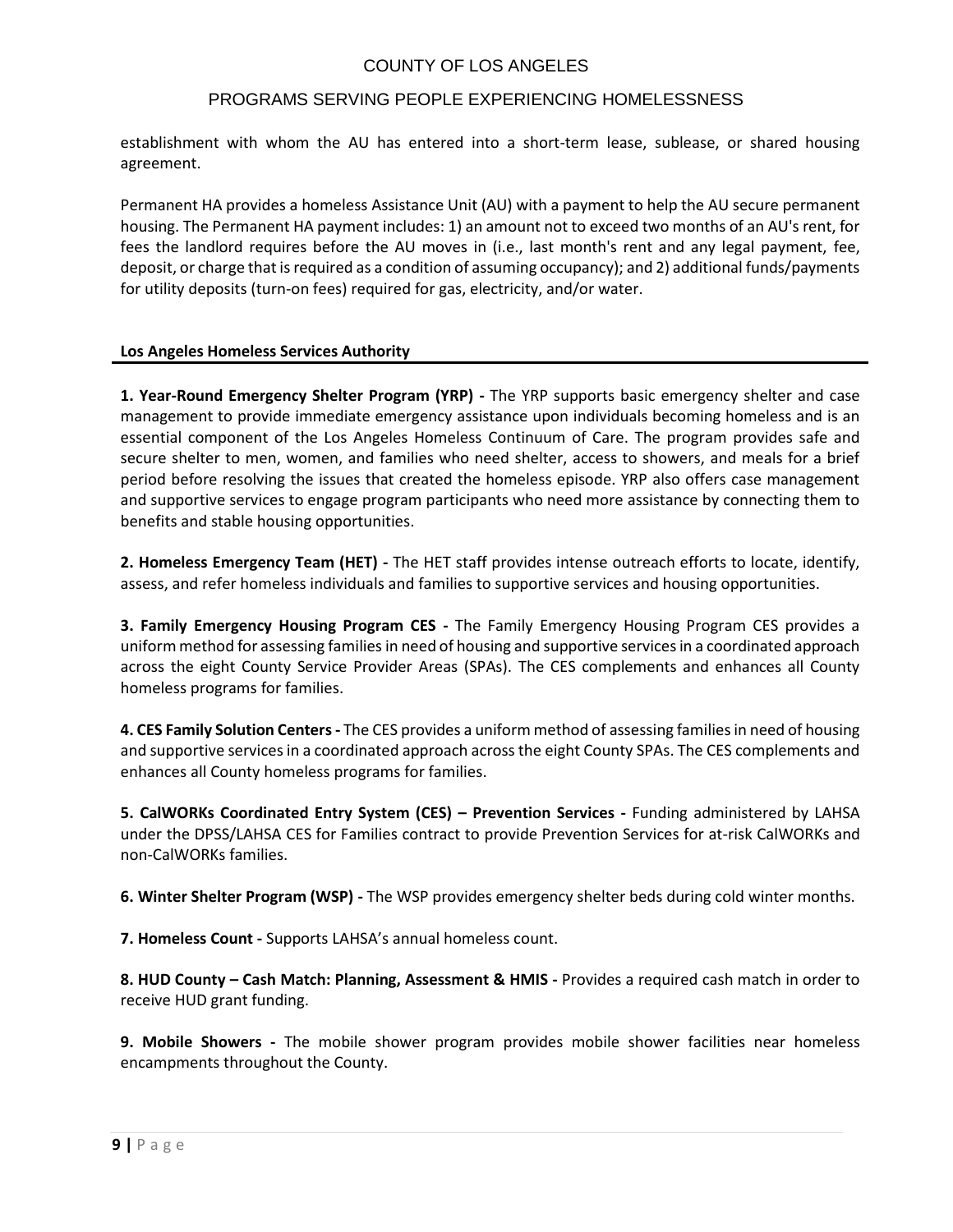establishment with whom the AU has entered into a short-term lease, sublease, or shared housing agreement.

Permanent HA provides a homeless Assistance Unit (AU) with a payment to help the AU secure permanent housing. The Permanent HA payment includes: 1) an amount not to exceed two months of an AU's rent, for fees the landlord requires before the AU moves in (i.e., last month's rent and any legal payment, fee, deposit, or charge that is required as a condition of assuming occupancy); and 2) additional funds/payments for utility deposits (turn-on fees) required for gas, electricity, and/or water.

## Los Angeles Homeless Services Authority

**1. Year-Round Emergency Shelter Program (YRP) -** The YRP supports basic emergency shelter and case management to provide immediate emergency assistance upon individuals becoming homeless and is an essential component of the Los Angeles Homeless Continuum of Care. The program provides safe and secure shelter to men, women, and families who need shelter, access to showers, and meals for a brief period before resolving the issues that created the homeless episode. YRP also offers case management and supportive services to engage program participants who need more assistance by connecting them to benefits and stable housing opportunities.

**2. Homeless Emergency Team (HET) -** The HET staff provides intense outreach efforts to locate, identify, assess, and refer homeless individuals and families to supportive services and housing opportunities.

**3. Family Emergency Housing Program CES -** The Family Emergency Housing Program CES provides a uniform method for assessing families in need of housing and supportive services in a coordinated approach across the eight County Service Provider Areas (SPAs). The CES complements and enhances all County homeless programs for families.

**4. CES Family Solution Centers -** The CES provides a uniform method of assessing families in need of housing and supportive services in a coordinated approach across the eight County SPAs. The CES complements and enhances all County homeless programs for families.

**5. CalWORKs Coordinated Entry System (CES) – Prevention Services -** Funding administered by LAHSA under the DPSS/LAHSA CES for Families contract to provide Prevention Services for at-risk CalWORKs and non-CalWORKs families.

**6. Winter Shelter Program (WSP) -** The WSP provides emergency shelter beds during cold winter months.

**7. Homeless Count -** Supports LAHSA's annual homeless count.

**8. HUD County – Cash Match: Planning, Assessment & HMIS -** Provides a required cash match in order to receive HUD grant funding.

**9. Mobile Showers -** The mobile shower program provides mobile shower facilities near homeless encampments throughout the County.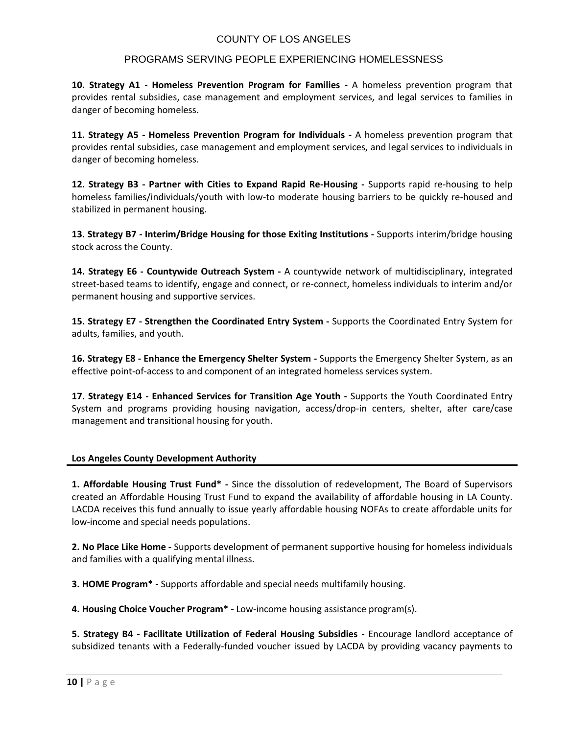**10. Strategy A1 - Homeless Prevention Program for Families -** A homeless prevention program that provides rental subsidies, case management and employment services, and legal services to families in danger of becoming homeless.

**11. Strategy A5 - Homeless Prevention Program for Individuals -** A homeless prevention program that provides rental subsidies, case management and employment services, and legal services to individuals in danger of becoming homeless.

**12. Strategy B3 - Partner with Cities to Expand Rapid Re-Housing -** Supports rapid re-housing to help homeless families/individuals/youth with low-to moderate housing barriers to be quickly re-housed and stabilized in permanent housing.

**13. Strategy B7 - Interim/Bridge Housing for those Exiting Institutions -** Supports interim/bridge housing stock across the County.

**14. Strategy E6 - Countywide Outreach System -** A countywide network of multidisciplinary, integrated street-based teams to identify, engage and connect, or re-connect, homeless individuals to interim and/or permanent housing and supportive services.

**15. Strategy E7 - Strengthen the Coordinated Entry System -** Supports the Coordinated Entry System for adults, families, and youth.

**16. Strategy E8 - Enhance the Emergency Shelter System -** Supports the Emergency Shelter System, as an effective point-of-access to and component of an integrated homeless services system.

**17. Strategy E14 - Enhanced Services for Transition Age Youth -** Supports the Youth Coordinated Entry System and programs providing housing navigation, access/drop-in centers, shelter, after care/case management and transitional housing for youth.

## Los Angeles County Development Authority

**1. Affordable Housing Trust Fund* -** Since the dissolution of redevelopment, The Board of Supervisors created an Affordable Housing Trust Fund to expand the availability of affordable housing in LA County. LACDA receives this fund annually to issue yearly affordable housing NOFAs to create affordable units for low-income and special needs populations.

**2. No Place Like Home -** Supports development of permanent supportive housing for homeless individuals and families with a qualifying mental illness.

**3. HOME Program* -** Supports affordable and special needs multifamily housing.

**4. Housing Choice Voucher Program* -** Low-income housing assistance program(s).

**5. Strategy B4 - Facilitate Utilization of Federal Housing Subsidies -** Encourage landlord acceptance of subsidized tenants with a Federally-funded voucher issued by LACDA by providing vacancy payments to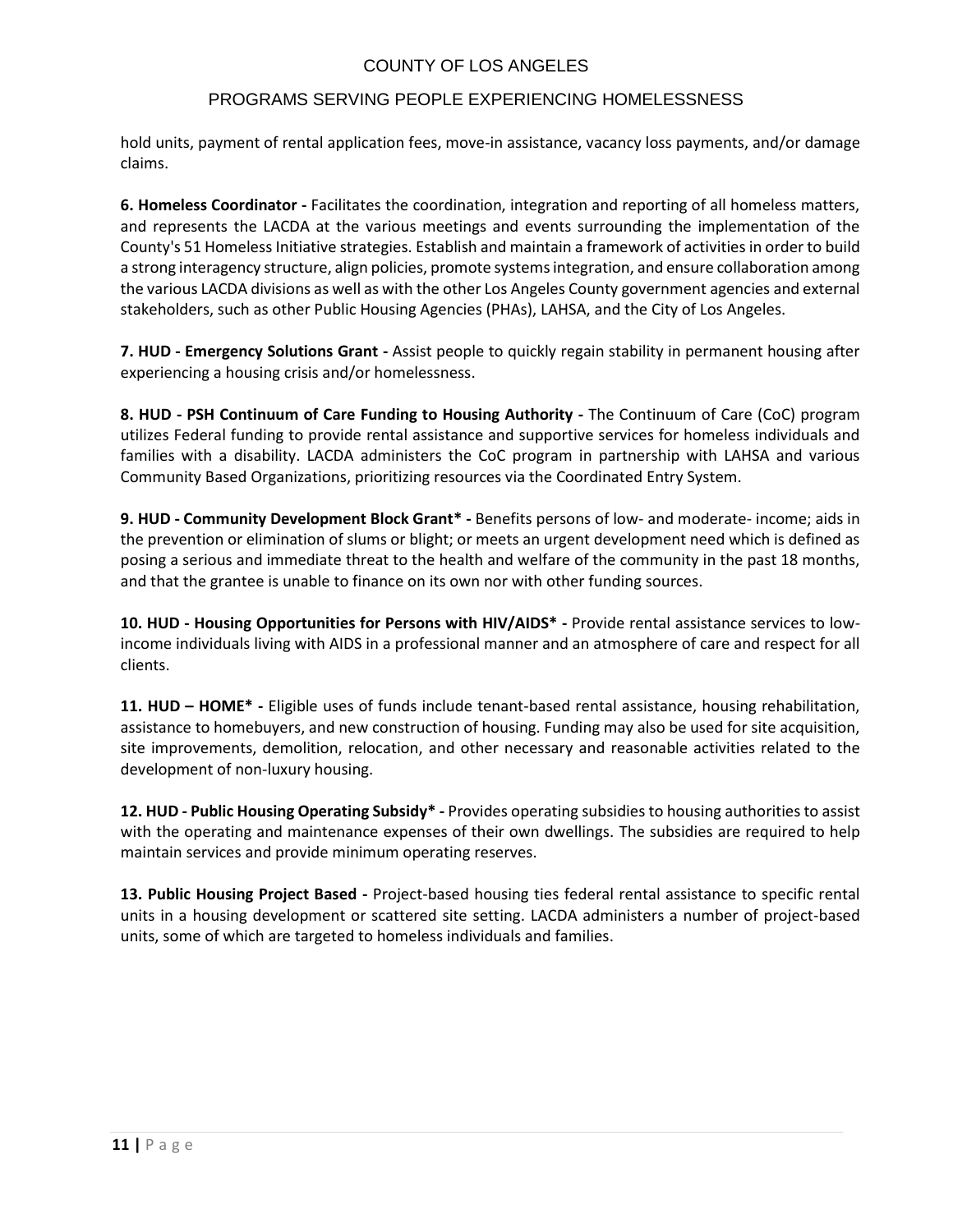hold units, payment of rental application fees, move-in assistance, vacancy loss payments, and/or damage claims.

**6. Homeless Coordinator -** Facilitates the coordination, integration and reporting of all homeless matters, and represents the LACDA at the various meetings and events surrounding the implementation of the County's 51 Homeless Initiative strategies. Establish and maintain a framework of activities in order to build a strong interagency structure, align policies, promote systems integration, and ensure collaboration among the various LACDA divisions as well as with the other Los Angeles County government agencies and external stakeholders, such as other Public Housing Agencies (PHAs), LAHSA, and the City of Los Angeles.

**7. HUD - Emergency Solutions Grant -** Assist people to quickly regain stability in permanent housing after experiencing a housing crisis and/or homelessness.

**8. HUD - PSH Continuum of Care Funding to Housing Authority -** The Continuum of Care (CoC) program utilizes Federal funding to provide rental assistance and supportive services for homeless individuals and families with a disability. LACDA administers the CoC program in partnership with LAHSA and various Community Based Organizations, prioritizing resources via the Coordinated Entry System.

**9. HUD - Community Development Block Grant* -** Benefits persons of low- and moderate- income; aids in the prevention or elimination of slums or blight; or meets an urgent development need which is defined as posing a serious and immediate threat to the health and welfare of the community in the past 18 months, and that the grantee is unable to finance on its own nor with other funding sources.

**10. HUD - Housing Opportunities for Persons with HIV/AIDS* -** Provide rental assistance services to low-income individuals living with AIDS in a professional manner and an atmosphere of care and respect for all clients.

**11. HUD – HOME* -** Eligible uses of funds include tenant-based rental assistance, housing rehabilitation, assistance to homebuyers, and new construction of housing. Funding may also be used for site acquisition, site improvements, demolition, relocation, and other necessary and reasonable activities related to the development of non-luxury housing.

**12. HUD - Public Housing Operating Subsidy* -** Provides operating subsidies to housing authorities to assist with the operating and maintenance expenses of their own dwellings. The subsidies are required to help maintain services and provide minimum operating reserves.

**13. Public Housing Project Based -** Project-based housing ties federal rental assistance to specific rental units in a housing development or scattered site setting. LACDA administers a number of project-based units, some of which are targeted to homeless individuals and families.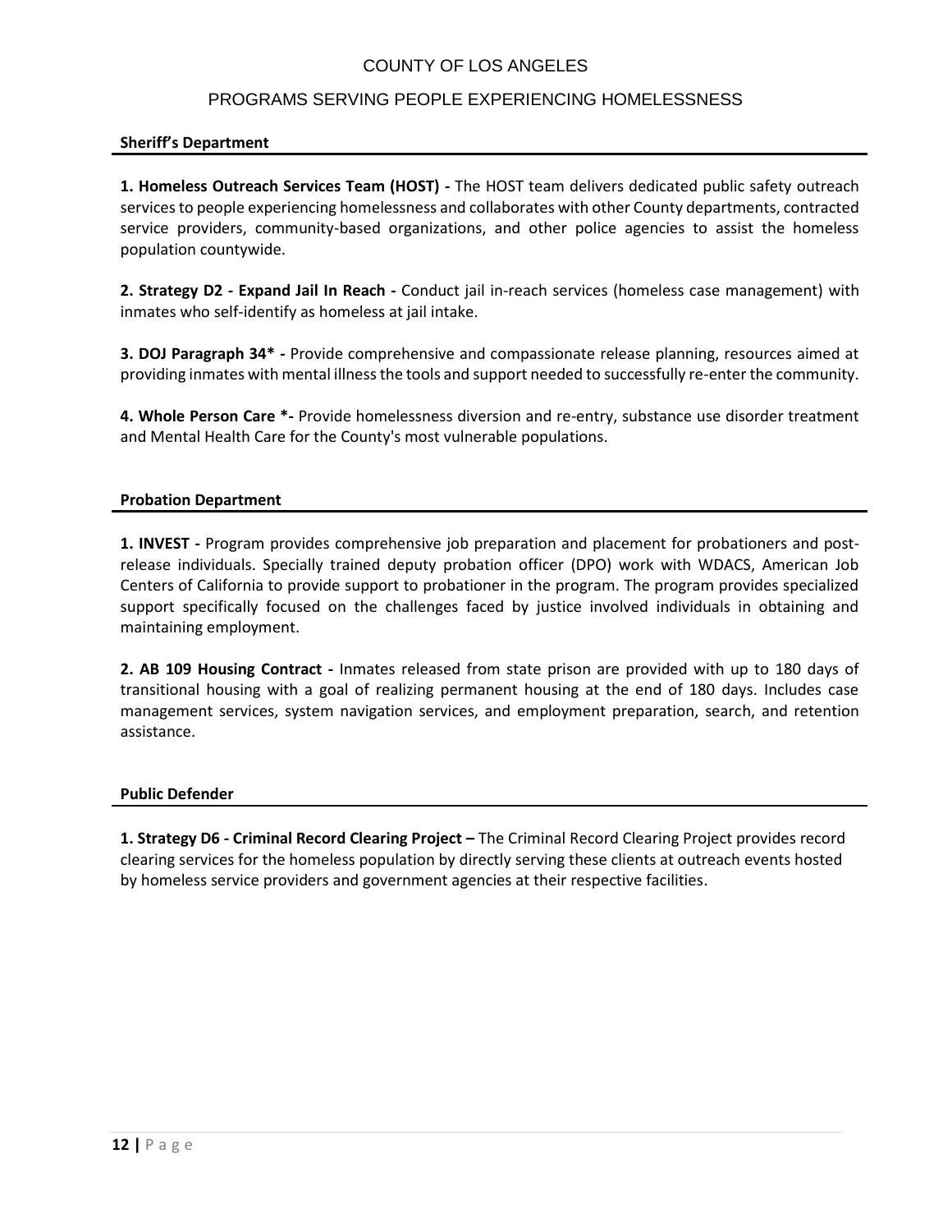COUNTY OF LOS ANGELES

PROGRAMS SERVING PEOPLE EXPERIENCING HOMELESSNESS

**Sheriff's Department**

**1. Homeless Outreach Services Team (HOST) -** The HOST team delivers dedicated public safety outreach services to people experiencing homelessness and collaborates with other County departments, contracted service providers, community-based organizations, and other police agencies to assist the homeless population countywide.

**2. Strategy D2 - Expand Jail In Reach -** Conduct jail in-reach services (homeless case management) with inmates who self-identify as homeless at jail intake.

**3. DOJ Paragraph 34* -** Provide comprehensive and compassionate release planning, resources aimed at providing inmates with mental illness the tools and support needed to successfully re-enter the community.

**4. Whole Person Care *-** Provide homelessness diversion and re-entry, substance use disorder treatment and Mental Health Care for the County's most vulnerable populations.

**Probation Department**

**1. INVEST -** Program provides comprehensive job preparation and placement for probationers and post-release individuals. Specially trained deputy probation officer (DPO) work with WDACS, American Job Centers of California to provide support to probationer in the program. The program provides specialized support specifically focused on the challenges faced by justice involved individuals in obtaining and maintaining employment.

**2. AB 109 Housing Contract -** Inmates released from state prison are provided with up to 180 days of transitional housing with a goal of realizing permanent housing at the end of 180 days. Includes case management services, system navigation services, and employment preparation, search, and retention assistance.

**Public Defender**

**1. Strategy D6 - Criminal Record Clearing Project –** The Criminal Record Clearing Project provides record clearing services for the homeless population by directly serving these clients at outreach events hosted by homeless service providers and government agencies at their respective facilities.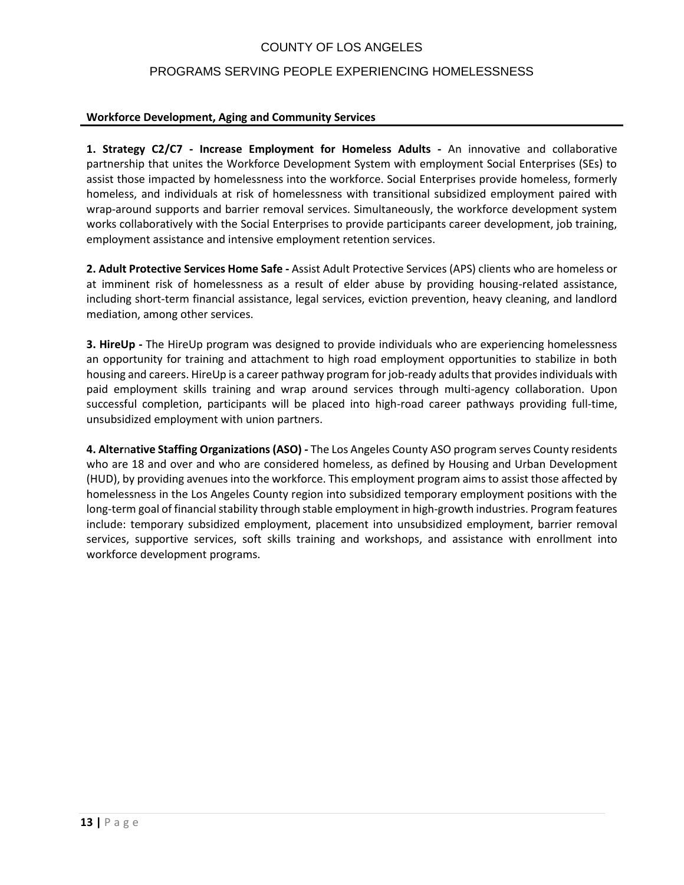**Workforce Development, Aging and Community Services**

**1. Strategy C2/C7 - Increase Employment for Homeless Adults -** An innovative and collaborative partnership that unites the Workforce Development System with employment Social Enterprises (SEs) to assist those impacted by homelessness into the workforce. Social Enterprises provide homeless, formerly homeless, and individuals at risk of homelessness with transitional subsidized employment paired with wrap-around supports and barrier removal services. Simultaneously, the workforce development system works collaboratively with the Social Enterprises to provide participants career development, job training, employment assistance and intensive employment retention services.

**2. Adult Protective Services Home Safe -** Assist Adult Protective Services (APS) clients who are homeless or at imminent risk of homelessness as a result of elder abuse by providing housing-related assistance, including short-term financial assistance, legal services, eviction prevention, heavy cleaning, and landlord mediation, among other services.

**3. HireUp -** The HireUp program was designed to provide individuals who are experiencing homelessness an opportunity for training and attachment to high road employment opportunities to stabilize in both housing and careers. HireUp is a career pathway program for job-ready adults that provides individuals with paid employment skills training and wrap around services through multi-agency collaboration. Upon successful completion, participants will be placed into high-road career pathways providing full-time, unsubsidized employment with union partners.

**4. Alternative Staffing Organizations (ASO) -** The Los Angeles County ASO program serves County residents who are 18 and over and who are considered homeless, as defined by Housing and Urban Development (HUD), by providing avenues into the workforce. This employment program aims to assist those affected by homelessness in the Los Angeles County region into subsidized temporary employment positions with the long-term goal of financial stability through stable employment in high-growth industries. Program features include: temporary subsidized employment, placement into unsubsidized employment, barrier removal services, supportive services, soft skills training and workshops, and assistance with enrollment into workforce development programs.